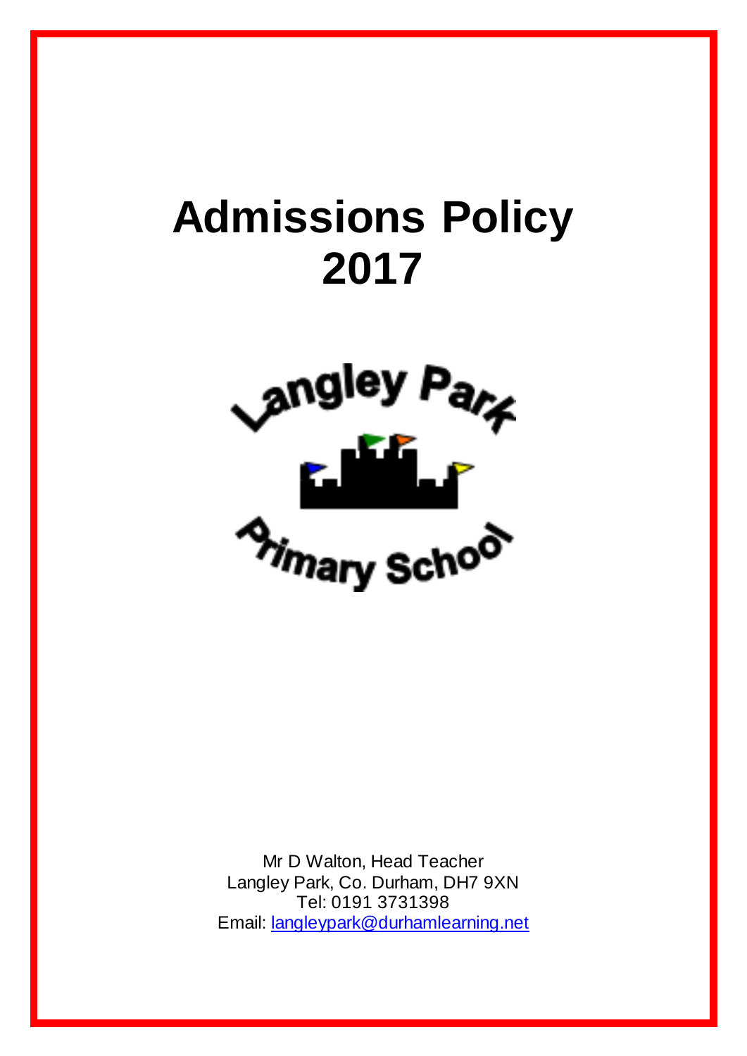# Admissions Policy 2017

Langley Park Primary School

Mr D Walton, Head Teacher
Langley Park, Co. Durham, DH7 9XN
Tel: 0191 3731398
Email: langleypark@durhamlearning.net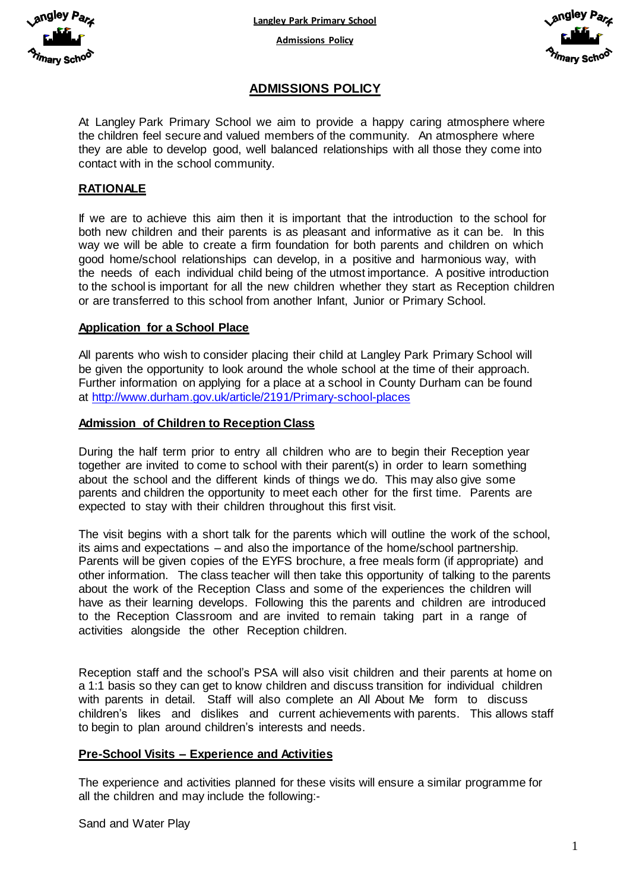# ADMISSIONS POLICY

At Langley Park Primary School we aim to provide a happy caring atmosphere where the children feel secure and valued members of the community. An atmosphere where they are able to develop good, well balanced relationships with all those they come into contact with in the school community.

## RATIONALE

If we are to achieve this aim then it is important that the introduction to the school for both new children and their parents is as pleasant and informative as it can be. In this way we will be able to create a firm foundation for both parents and children on which good home/school relationships can develop, in a positive and harmonious way, with the needs of each individual child being of the utmost importance. A positive introduction to the school is important for all the new children whether they start as Reception children or are transferred to this school from another Infant, Junior or Primary School.

## Application for a School Place

All parents who wish to consider placing their child at Langley Park Primary School will be given the opportunity to look around the whole school at the time of their approach. Further information on applying for a place at a school in County Durham can be found at http://www.durham.gov.uk/article/2191/Primary-school-places

## Admission of Children to Reception Class

During the half term prior to entry all children who are to begin their Reception year together are invited to come to school with their parent(s) in order to learn something about the school and the different kinds of things we do. This may also give some parents and children the opportunity to meet each other for the first time. Parents are expected to stay with their children throughout this first visit.

The visit begins with a short talk for the parents which will outline the work of the school, its aims and expectations – and also the importance of the home/school partnership. Parents will be given copies of the EYFS brochure, a free meals form (if appropriate) and other information. The class teacher will then take this opportunity of talking to the parents about the work of the Reception Class and some of the experiences the children will have as their learning develops. Following this the parents and children are introduced to the Reception Classroom and are invited to remain taking part in a range of activities alongside the other Reception children.

Reception staff and the school's PSA will also visit children and their parents at home on a 1:1 basis so they can get to know children and discuss transition for individual children with parents in detail. Staff will also complete an All About Me form to discuss children's likes and dislikes and current achievements with parents. This allows staff to begin to plan around children's interests and needs.

## Pre-School Visits – Experience and Activities

The experience and activities planned for these visits will ensure a similar programme for all the children and may include the following:-

Sand and Water Play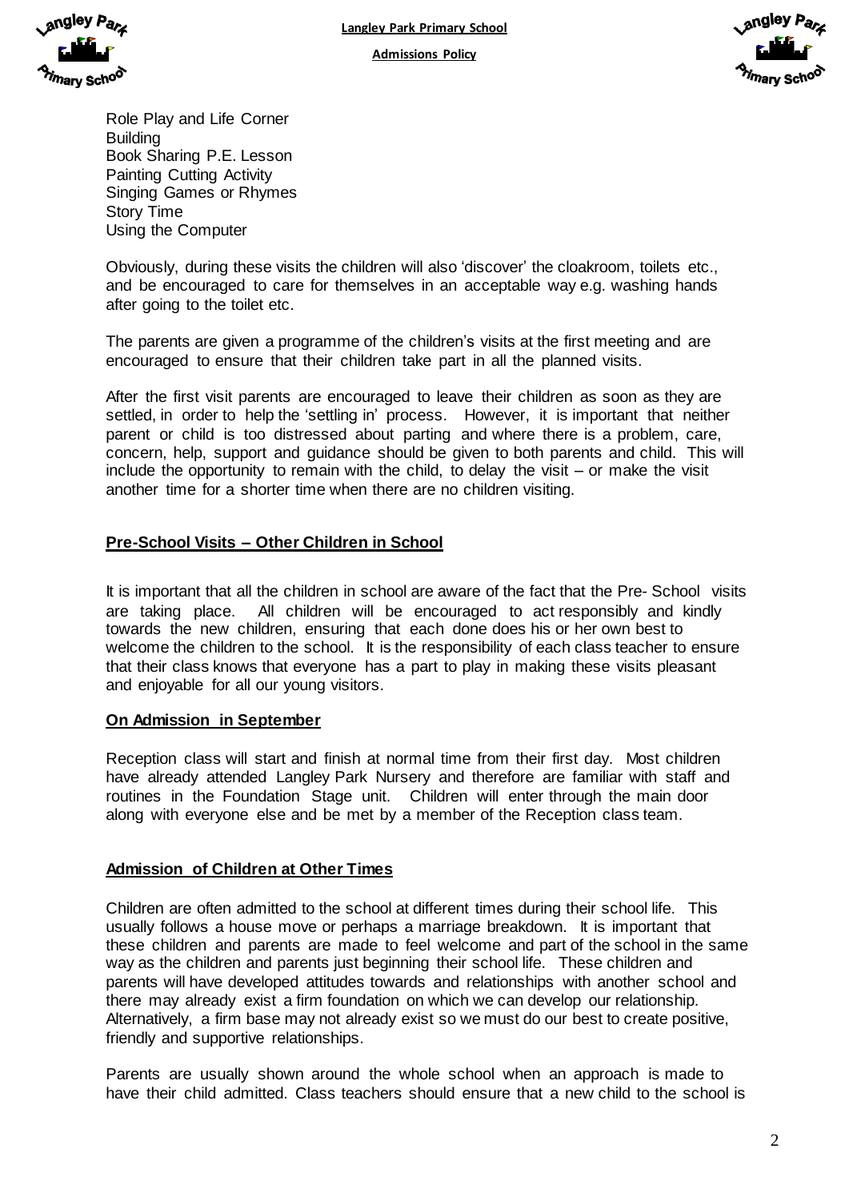Role Play and Life Corner
Building
Book Sharing P.E. Lesson
Painting Cutting Activity
Singing Games or Rhymes
Story Time
Using the Computer

Obviously, during these visits the children will also 'discover' the cloakroom, toilets etc., and be encouraged to care for themselves in an acceptable way e.g. washing hands after going to the toilet etc.

The parents are given a programme of the children's visits at the first meeting and are encouraged to ensure that their children take part in all the planned visits.

After the first visit parents are encouraged to leave their children as soon as they are settled, in order to help the 'settling in' process. However, it is important that neither parent or child is too distressed about parting and where there is a problem, care, concern, help, support and guidance should be given to both parents and child. This will include the opportunity to remain with the child, to delay the visit – or make the visit another time for a shorter time when there are no children visiting.

**Pre-School Visits – Other Children in School**

It is important that all the children in school are aware of the fact that the Pre- School visits are taking place. All children will be encouraged to act responsibly and kindly towards the new children, ensuring that each done does his or her own best to welcome the children to the school. It is the responsibility of each class teacher to ensure that their class knows that everyone has a part to play in making these visits pleasant and enjoyable for all our young visitors.

**On Admission in September**

Reception class will start and finish at normal time from their first day. Most children have already attended Langley Park Nursery and therefore are familiar with staff and routines in the Foundation Stage unit. Children will enter through the main door along with everyone else and be met by a member of the Reception class team.

**Admission of Children at Other Times**

Children are often admitted to the school at different times during their school life. This usually follows a house move or perhaps a marriage breakdown. It is important that these children and parents are made to feel welcome and part of the school in the same way as the children and parents just beginning their school life. These children and parents will have developed attitudes towards and relationships with another school and there may already exist a firm foundation on which we can develop our relationship. Alternatively, a firm base may not already exist so we must do our best to create positive, friendly and supportive relationships.

Parents are usually shown around the whole school when an approach is made to have their child admitted. Class teachers should ensure that a new child to the school is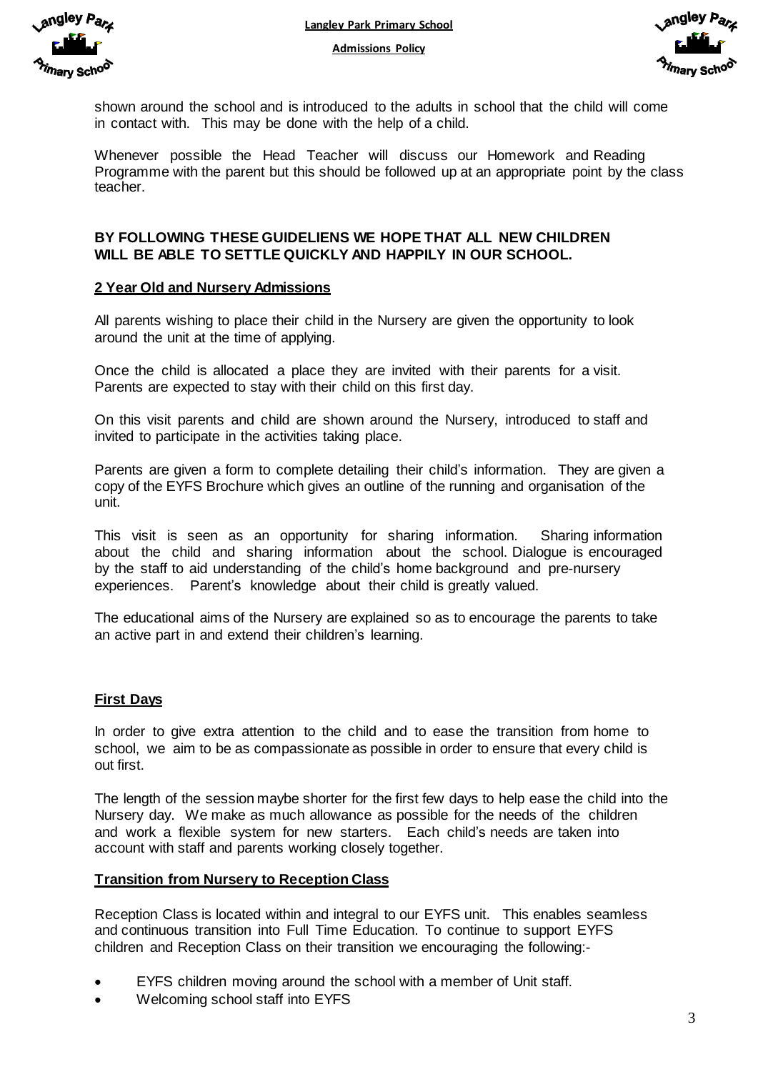shown around the school and is introduced to the adults in school that the child will come in contact with. This may be done with the help of a child.

Whenever possible the Head Teacher will discuss our Homework and Reading Programme with the parent but this should be followed up at an appropriate point by the class teacher.

**BY FOLLOWING THESE GUIDELIENS WE HOPE THAT ALL NEW CHILDREN WILL BE ABLE TO SETTLE QUICKLY AND HAPPILY IN OUR SCHOOL.**

## 2 Year Old and Nursery Admissions

All parents wishing to place their child in the Nursery are given the opportunity to look around the unit at the time of applying.

Once the child is allocated a place they are invited with their parents for a visit. Parents are expected to stay with their child on this first day.

On this visit parents and child are shown around the Nursery, introduced to staff and invited to participate in the activities taking place.

Parents are given a form to complete detailing their child's information. They are given a copy of the EYFS Brochure which gives an outline of the running and organisation of the unit.

This visit is seen as an opportunity for sharing information. Sharing information about the child and sharing information about the school. Dialogue is encouraged by the staff to aid understanding of the child's home background and pre-nursery experiences. Parent's knowledge about their child is greatly valued.

The educational aims of the Nursery are explained so as to encourage the parents to take an active part in and extend their children's learning.

## First Days

In order to give extra attention to the child and to ease the transition from home to school, we aim to be as compassionate as possible in order to ensure that every child is out first.

The length of the session maybe shorter for the first few days to help ease the child into the Nursery day. We make as much allowance as possible for the needs of the children and work a flexible system for new starters. Each child's needs are taken into account with staff and parents working closely together.

## Transition from Nursery to Reception Class

Reception Class is located within and integral to our EYFS unit. This enables seamless and continuous transition into Full Time Education. To continue to support EYFS children and Reception Class on their transition we encouraging the following:-

- EYFS children moving around the school with a member of Unit staff.
- Welcoming school staff into EYFS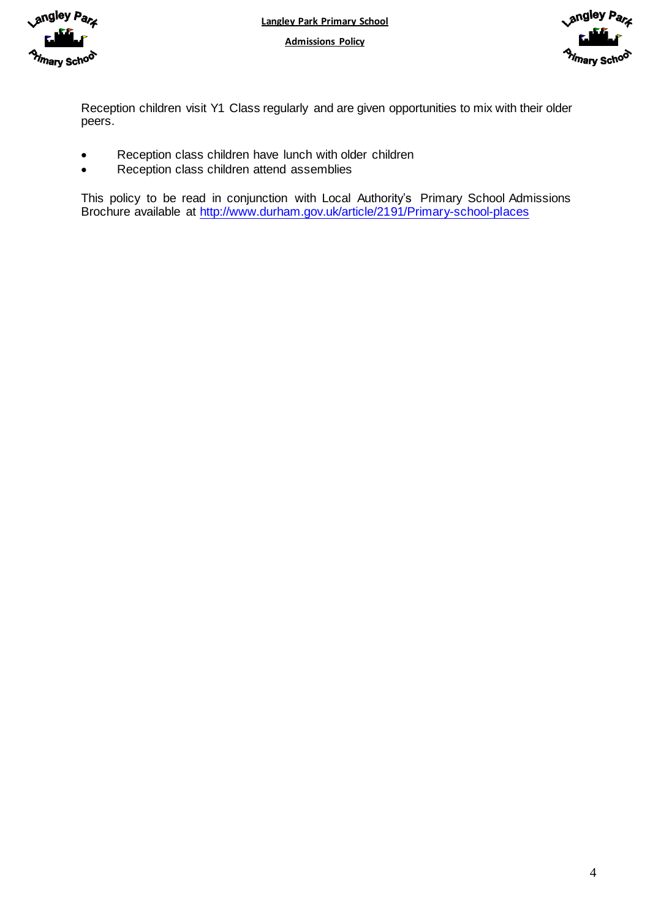Reception children visit Y1 Class regularly and are given opportunities to mix with their older peers.

- Reception class children have lunch with older children
- Reception class children attend assemblies

This policy to be read in conjunction with Local Authority's Primary School Admissions Brochure available at http://www.durham.gov.uk/article/2191/Primary-school-places